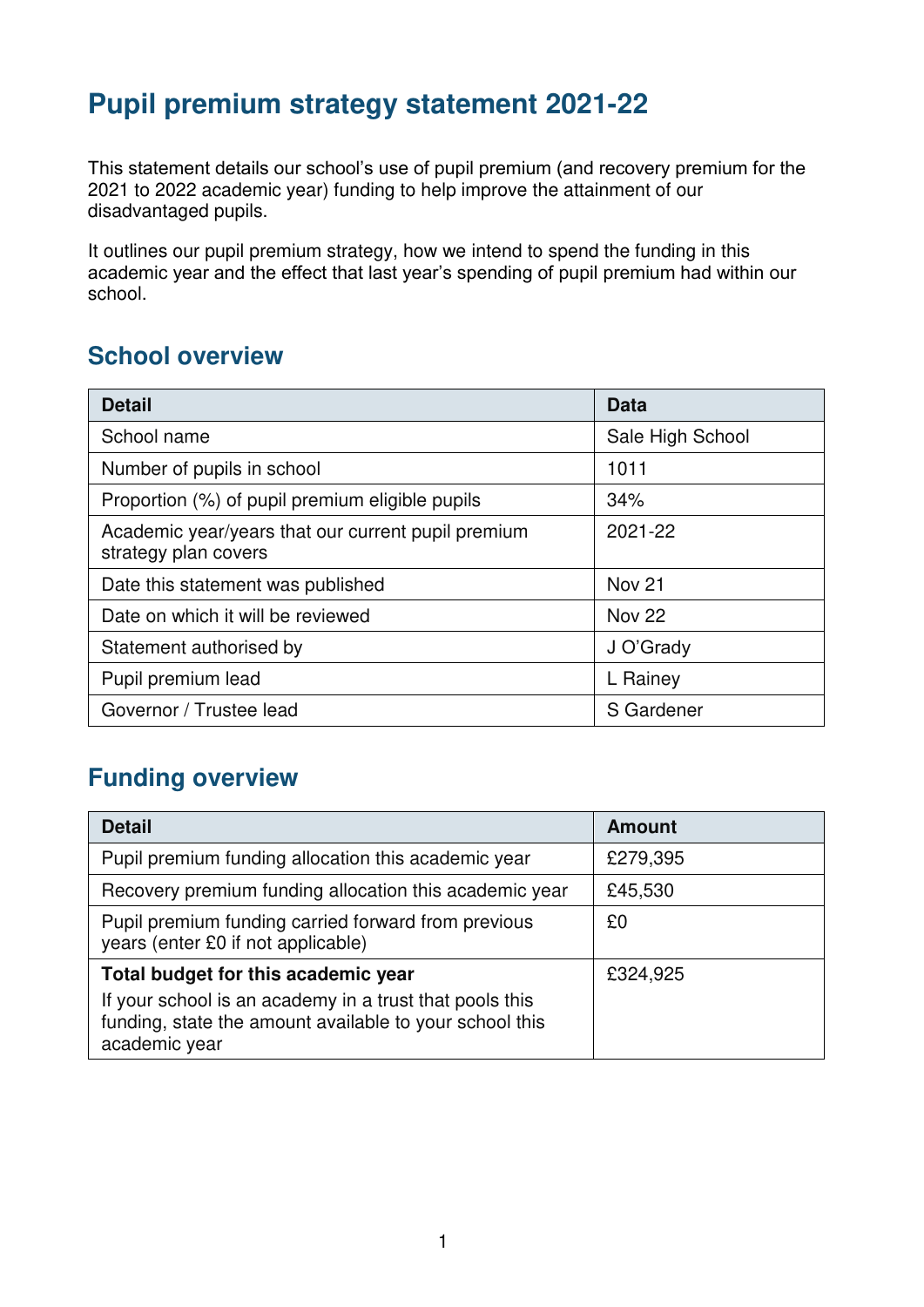# Pupil premium strategy statement 2021-22

This statement details our school's use of pupil premium (and recovery premium for the 2021 to 2022 academic year) funding to help improve the attainment of our disadvantaged pupils.

It outlines our pupil premium strategy, how we intend to spend the funding in this academic year and the effect that last year's spending of pupil premium had within our school.

## School overview

| Detail | Data |
|---|---|
| School name | Sale High School |
| Number of pupils in school | 1011 |
| Proportion (%) of pupil premium eligible pupils | 34% |
| Academic year/years that our current pupil premium strategy plan covers | 2021-22 |
| Date this statement was published | Nov 21 |
| Date on which it will be reviewed | Nov 22 |
| Statement authorised by | J O'Grady |
| Pupil premium lead | L Rainey |
| Governor / Trustee lead | S Gardener |

## Funding overview

| Detail | Amount |
|---|---|
| Pupil premium funding allocation this academic year | £279,395 |
| Recovery premium funding allocation this academic year | £45,530 |
| Pupil premium funding carried forward from previous years (enter £0 if not applicable) | £0 |
| **Total budget for this academic year** If your school is an academy in a trust that pools this funding, state the amount available to your school this academic year | £324,925 |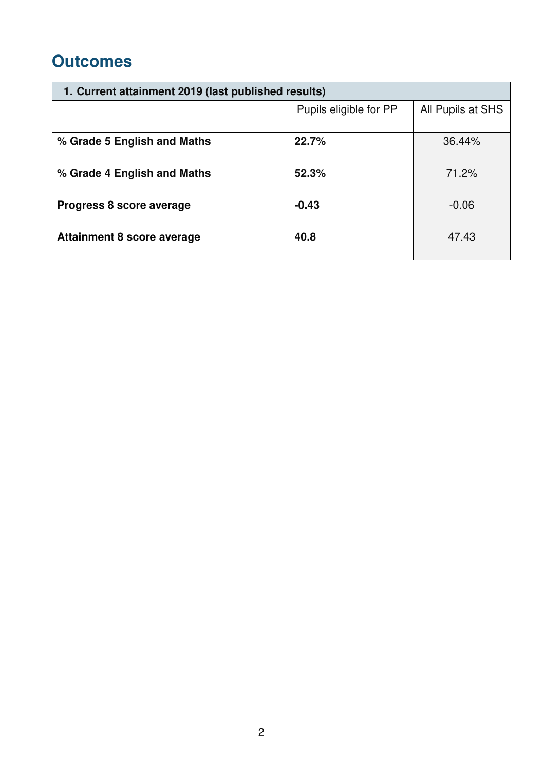## Outcomes

| 1. Current attainment 2019 (last published results) | | |
|---|---|---|
| | Pupils eligible for PP | All Pupils at SHS |
| **% Grade 5 English and Maths** | **22.7%** | 36.44% |
| **% Grade 4 English and Maths** | **52.3%** | 71.2% |
| **Progress 8 score average** | **-0.43** | -0.06 |
| **Attainment 8 score average** | **40.8** | 47.43 |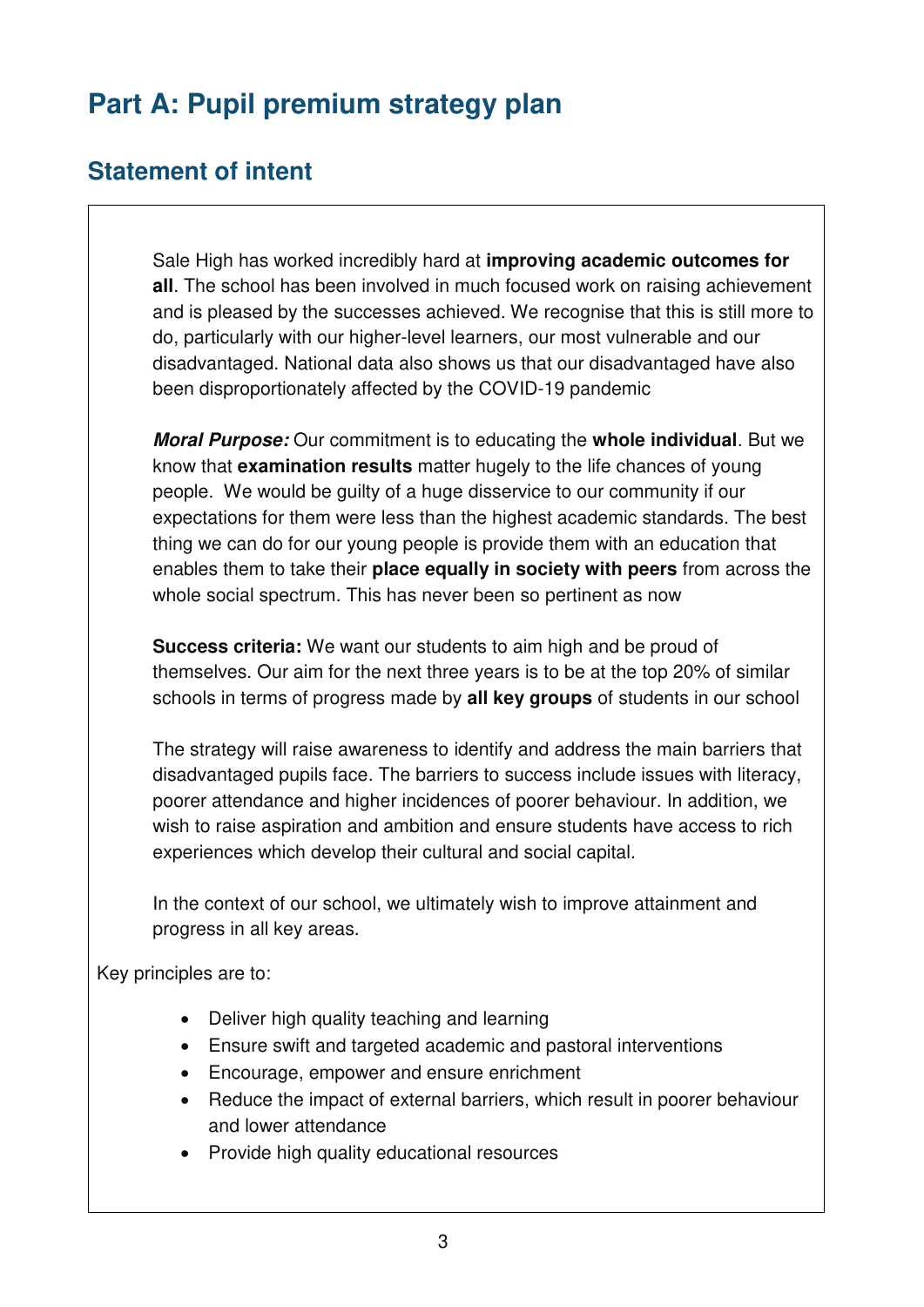# Part A: Pupil premium strategy plan

## Statement of intent

Sale High has worked incredibly hard at **improving academic outcomes for all**. The school has been involved in much focused work on raising achievement and is pleased by the successes achieved. We recognise that this is still more to do, particularly with our higher-level learners, our most vulnerable and our disadvantaged. National data also shows us that our disadvantaged have also been disproportionately affected by the COVID-19 pandemic

***Moral Purpose:*** Our commitment is to educating the **whole individual**. But we know that **examination results** matter hugely to the life chances of young people. We would be guilty of a huge disservice to our community if our expectations for them were less than the highest academic standards. The best thing we can do for our young people is provide them with an education that enables them to take their **place equally in society with peers** from across the whole social spectrum. This has never been so pertinent as now

**Success criteria:** We want our students to aim high and be proud of themselves. Our aim for the next three years is to be at the top 20% of similar schools in terms of progress made by **all key groups** of students in our school

The strategy will raise awareness to identify and address the main barriers that disadvantaged pupils face. The barriers to success include issues with literacy, poorer attendance and higher incidences of poorer behaviour. In addition, we wish to raise aspiration and ambition and ensure students have access to rich experiences which develop their cultural and social capital.

In the context of our school, we ultimately wish to improve attainment and progress in all key areas.

Key principles are to:

- Deliver high quality teaching and learning
- Ensure swift and targeted academic and pastoral interventions
- Encourage, empower and ensure enrichment
- Reduce the impact of external barriers, which result in poorer behaviour and lower attendance
- Provide high quality educational resources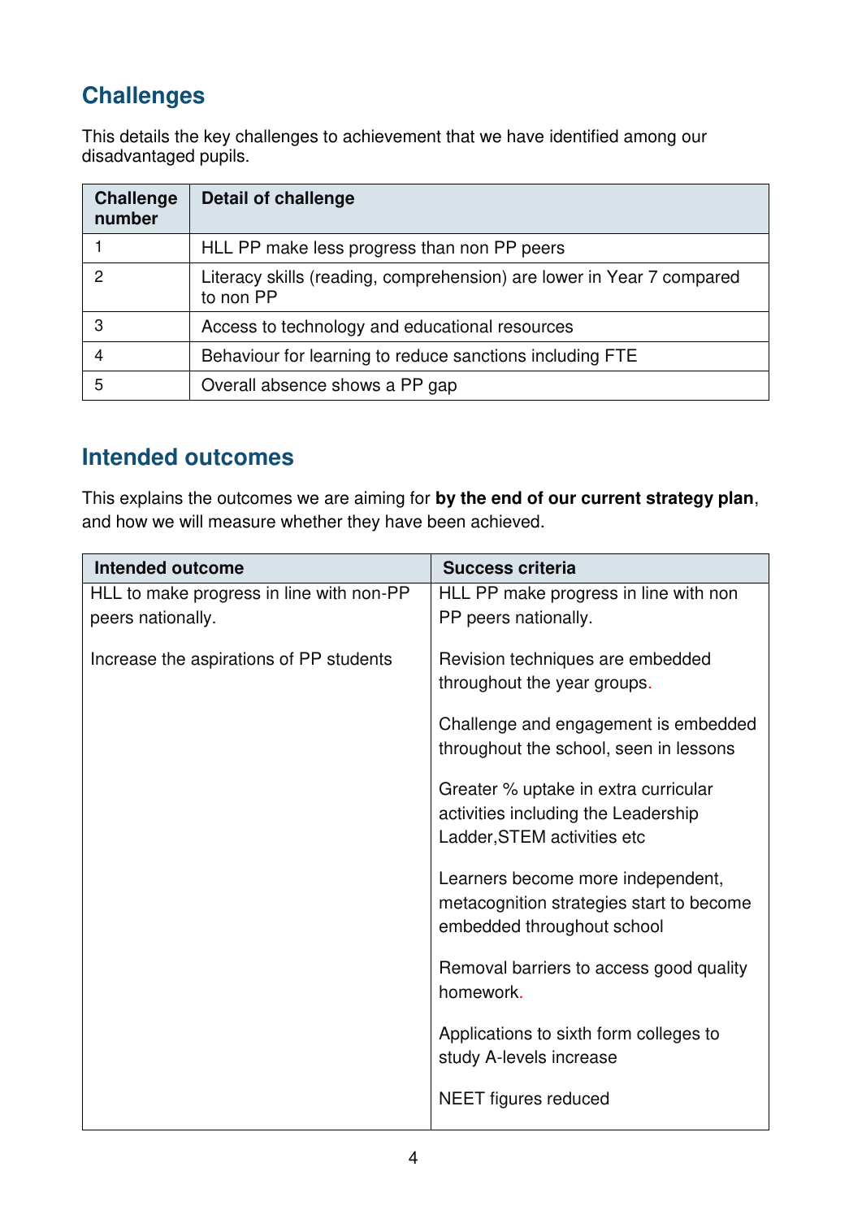## Challenges

This details the key challenges to achievement that we have identified among our disadvantaged pupils.

| Challenge number | Detail of challenge |
|---|---|
| 1 | HLL PP make less progress than non PP peers |
| 2 | Literacy skills (reading, comprehension) are lower in Year 7 compared to non PP |
| 3 | Access to technology and educational resources |
| 4 | Behaviour for learning to reduce sanctions including FTE |
| 5 | Overall absence shows a PP gap |

## Intended outcomes

This explains the outcomes we are aiming for **by the end of our current strategy plan**, and how we will measure whether they have been achieved.

| Intended outcome | Success criteria |
|---|---|
| HLL to make progress in line with non-PP peers nationally. | HLL PP make progress in line with non PP peers nationally. |
| Increase the aspirations of PP students | Revision techniques are embedded throughout the year groups.<br><br>Challenge and engagement is embedded throughout the school, seen in lessons<br><br>Greater % uptake in extra curricular activities including the Leadership Ladder,STEM activities etc<br><br>Learners become more independent, metacognition strategies start to become embedded throughout school<br><br>Removal barriers to access good quality homework.<br><br>Applications to sixth form colleges to study A-levels increase<br><br>NEET figures reduced |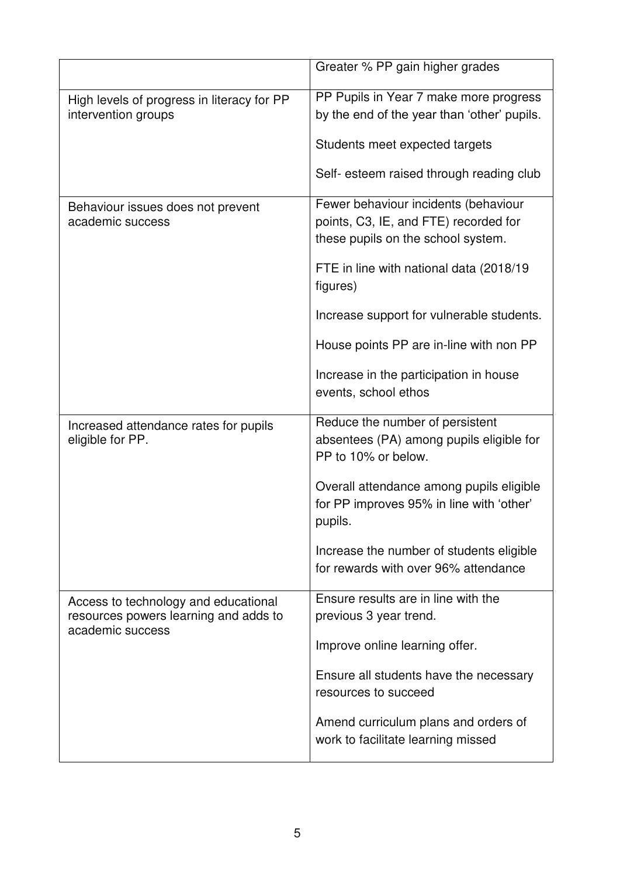| | |
|---|---|
| | Greater % PP gain higher grades |
| High levels of progress in literacy for PP intervention groups | PP Pupils in Year 7 make more progress by the end of the year than 'other' pupils.<br><br>Students meet expected targets<br><br>Self- esteem raised through reading club |
| Behaviour issues does not prevent academic success | Fewer behaviour incidents (behaviour points, C3, IE, and FTE) recorded for these pupils on the school system.<br><br>FTE in line with national data (2018/19 figures)<br><br>Increase support for vulnerable students.<br><br>House points PP are in-line with non PP<br><br>Increase in the participation in house events, school ethos |
| Increased attendance rates for pupils eligible for PP. | Reduce the number of persistent absentees (PA) among pupils eligible for PP to 10% or below.<br><br>Overall attendance among pupils eligible for PP improves 95% in line with 'other' pupils.<br><br>Increase the number of students eligible for rewards with over 96% attendance |
| Access to technology and educational resources powers learning and adds to academic success | Ensure results are in line with the previous 3 year trend.<br><br>Improve online learning offer.<br><br>Ensure all students have the necessary resources to succeed<br><br>Amend curriculum plans and orders of work to facilitate learning missed |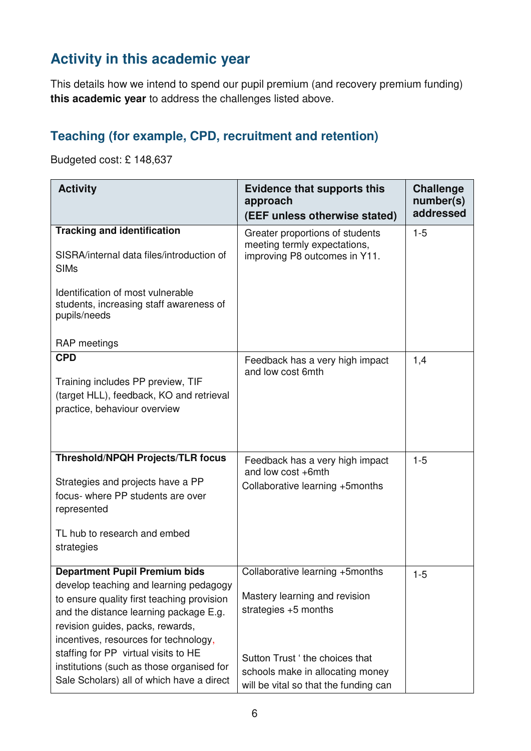## Activity in this academic year

This details how we intend to spend our pupil premium (and recovery premium funding) **this academic year** to address the challenges listed above.

### Teaching (for example, CPD, recruitment and retention)

Budgeted cost: £ 148,637

| Activity | Evidence that supports this approach (EEF unless otherwise stated) | Challenge number(s) addressed |
|---|---|---|
| **Tracking and identification**<br><br>SISRA/internal data files/introduction of SIMs<br><br>Identification of most vulnerable students, increasing staff awareness of pupils/needs<br><br>RAP meetings | Greater proportions of students meeting termly expectations, improving P8 outcomes in Y11. | 1-5 |
| **CPD**<br><br>Training includes PP preview, TIF (target HLL), feedback, KO and retrieval practice, behaviour overview | Feedback has a very high impact and low cost 6mth | 1,4 |
| **Threshold/NPQH Projects/TLR focus**<br><br>Strategies and projects have a PP focus- where PP students are over represented<br><br>TL hub to research and embed strategies | Feedback has a very high impact and low cost +6mth<br>Collaborative learning +5months | 1-5 |
| **Department Pupil Premium bids** develop teaching and learning pedagogy to ensure quality first teaching provision and the distance learning package E.g. revision guides, packs, rewards, incentives, resources for technology, staffing for PP virtual visits to HE institutions (such as those organised for Sale Scholars) all of which have a direct | Collaborative learning +5months<br><br>Mastery learning and revision strategies +5 months<br><br>Sutton Trust ' the choices that schools make in allocating money will be vital so that the funding can | 1-5 |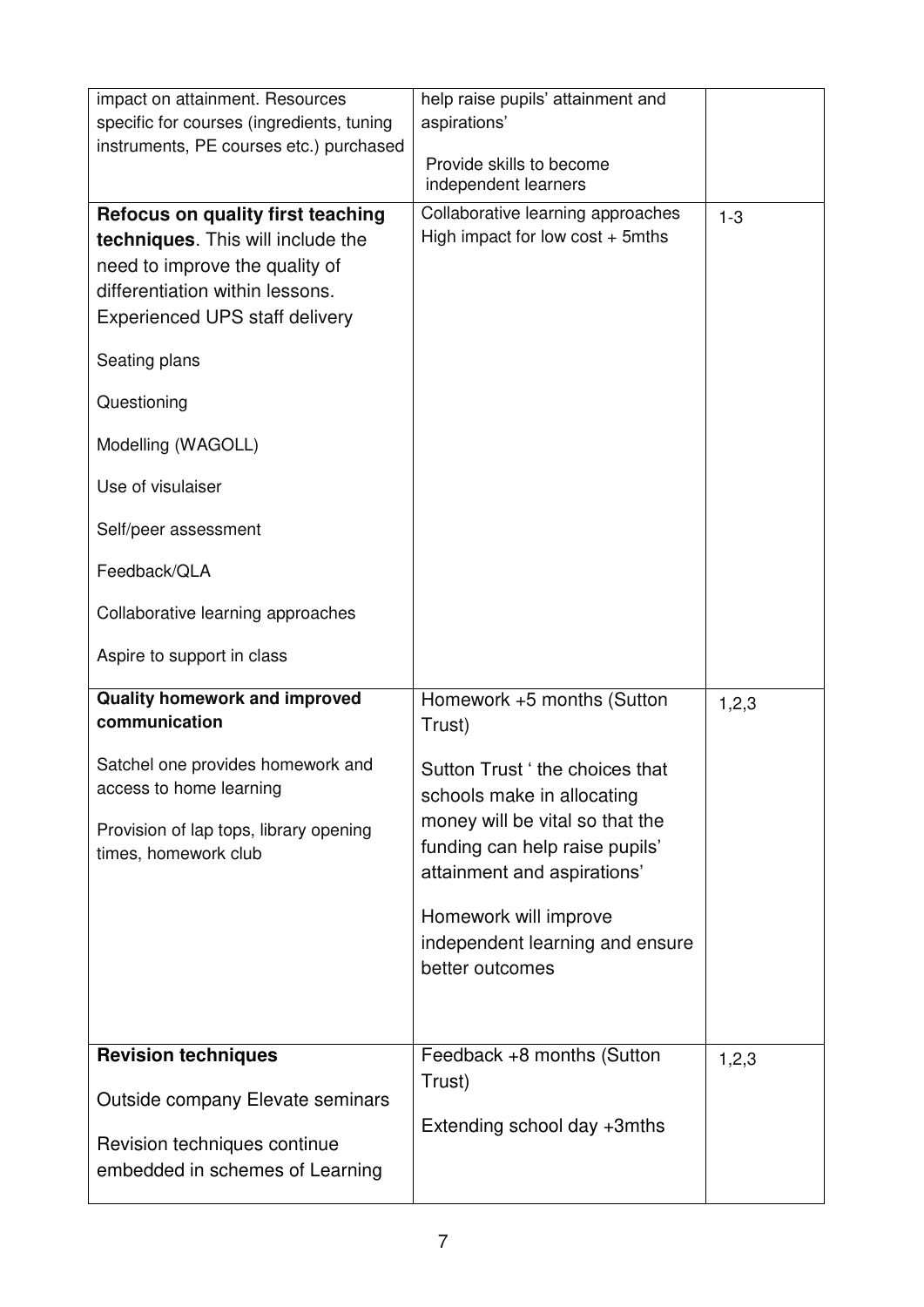| | | |
|---|---|---|
| impact on attainment. Resources specific for courses (ingredients, tuning instruments, PE courses etc.) purchased | help raise pupils' attainment and aspirations'<br><br>Provide skills to become independent learners | |
| **Refocus on quality first teaching techniques**. This will include the need to improve the quality of differentiation within lessons. Experienced UPS staff delivery<br><br>Seating plans<br><br>Questioning<br><br>Modelling (WAGOLL)<br><br>Use of visulaiser<br><br>Self/peer assessment<br><br>Feedback/QLA<br><br>Collaborative learning approaches<br><br>Aspire to support in class | Collaborative learning approaches High impact for low cost + 5mths | 1-3 |
| **Quality homework and improved communication**<br><br>Satchel one provides homework and access to home learning<br><br>Provision of lap tops, library opening times, homework club | Homework +5 months (Sutton Trust)<br><br>Sutton Trust ' the choices that schools make in allocating money will be vital so that the funding can help raise pupils' attainment and aspirations'<br><br>Homework will improve independent learning and ensure better outcomes | 1,2,3 |
| **Revision techniques**<br><br>Outside company Elevate seminars<br><br>Revision techniques continue embedded in schemes of Learning | Feedback +8 months (Sutton Trust)<br><br>Extending school day +3mths | 1,2,3 |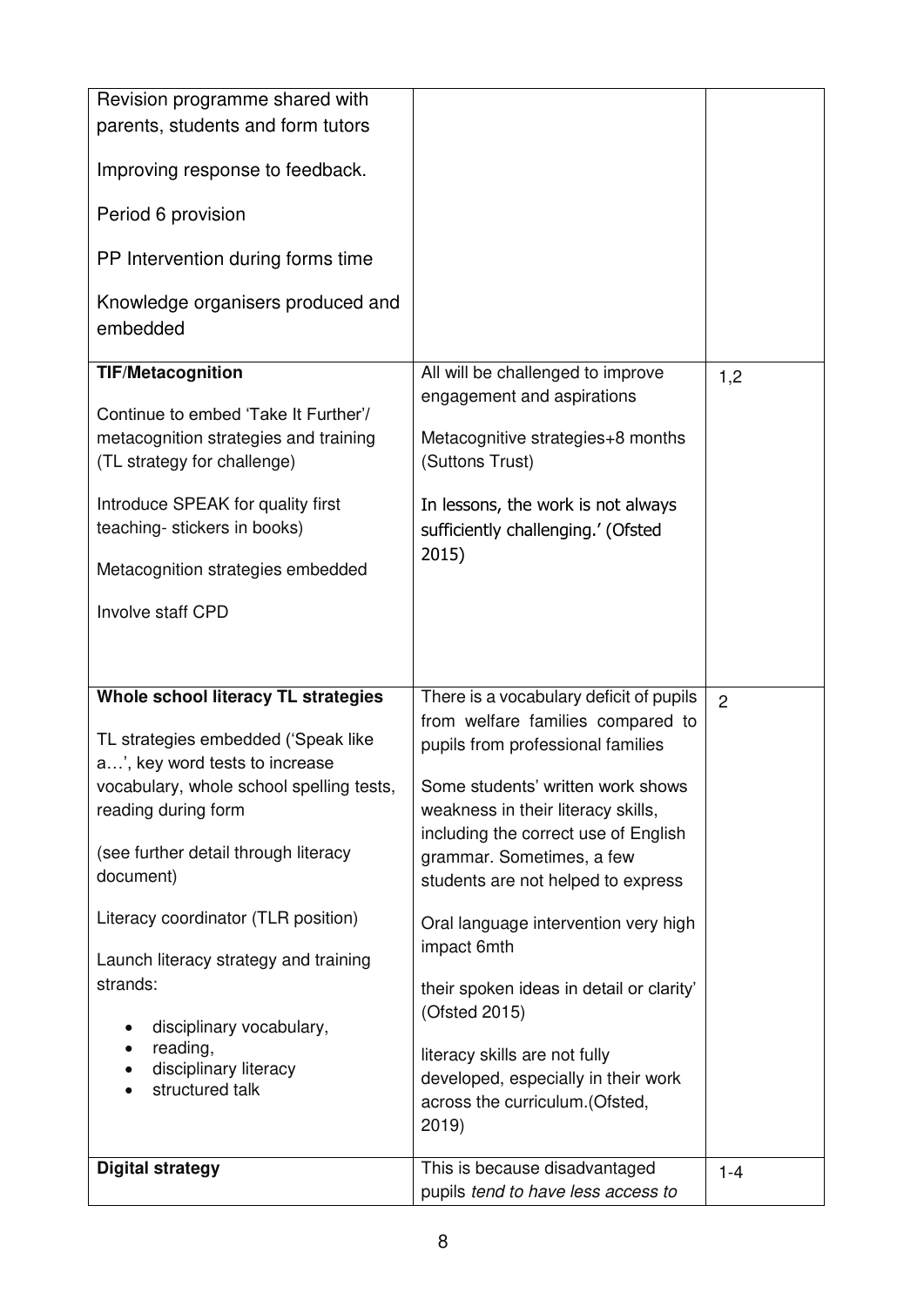| | | |
|---|---|---|
| Revision programme shared with parents, students and form tutors<br><br>Improving response to feedback.<br><br>Period 6 provision<br><br>PP Intervention during forms time<br><br>Knowledge organisers produced and embedded | | |
| **TIF/Metacognition**<br><br>Continue to embed 'Take It Further'/ metacognition strategies and training (TL strategy for challenge)<br><br>Introduce SPEAK for quality first teaching- stickers in books)<br><br>Metacognition strategies embedded<br><br>Involve staff CPD | All will be challenged to improve engagement and aspirations<br><br>Metacognitive strategies+8 months (Suttons Trust)<br><br>In lessons, the work is not always sufficiently challenging.' (Ofsted 2015) | 1,2 |
| **Whole school literacy TL strategies**<br><br>TL strategies embedded ('Speak like a…', key word tests to increase vocabulary, whole school spelling tests, reading during form<br><br>(see further detail through literacy document)<br><br>Literacy coordinator (TLR position)<br><br>Launch literacy strategy and training strands:<br><br>• disciplinary vocabulary,<br>• reading,<br>• disciplinary literacy<br>• structured talk | There is a vocabulary deficit of pupils from welfare families compared to pupils from professional families<br><br>Some students' written work shows weakness in their literacy skills, including the correct use of English grammar. Sometimes, a few students are not helped to express<br><br>Oral language intervention very high impact 6mth<br><br>their spoken ideas in detail or clarity' (Ofsted 2015)<br><br>literacy skills are not fully developed, especially in their work across the curriculum.(Ofsted, 2019) | 2 |
| **Digital strategy** | This is because disadvantaged pupils *tend to have less access to* | 1-4 |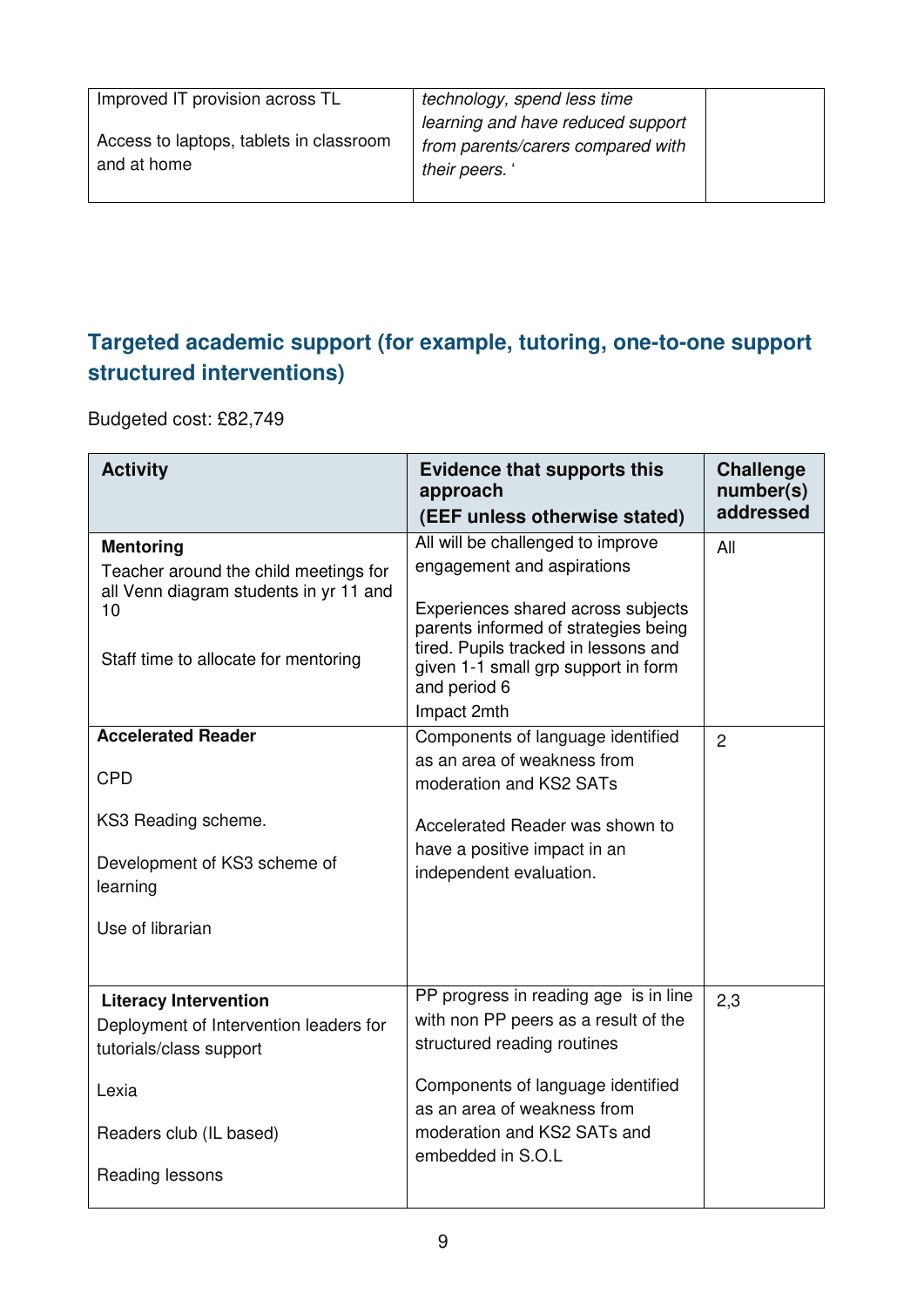| | | |
|---|---|---|
| Improved IT provision across TL<br><br>Access to laptops, tablets in classroom and at home | *technology, spend less time learning and have reduced support from parents/carers compared with their peers. '* | |

## Targeted academic support (for example, tutoring, one-to-one support structured interventions)

Budgeted cost: £82,749

| Activity | Evidence that supports this approach (EEF unless otherwise stated) | Challenge number(s) addressed |
|---|---|---|
| **Mentoring**<br>Teacher around the child meetings for all Venn diagram students in yr 11 and 10<br><br>Staff time to allocate for mentoring | All will be challenged to improve engagement and aspirations<br><br>Experiences shared across subjects parents informed of strategies being tired. Pupils tracked in lessons and given 1-1 small grp support in form and period 6<br>Impact 2mth | All |
| **Accelerated Reader**<br><br>CPD<br><br>KS3 Reading scheme.<br><br>Development of KS3 scheme of learning<br><br>Use of librarian | Components of language identified as an area of weakness from moderation and KS2 SATs<br><br>Accelerated Reader was shown to have a positive impact in an independent evaluation. | 2 |
| **Literacy Intervention**<br>Deployment of Intervention leaders for tutorials/class support<br><br>Lexia<br><br>Readers club (IL based)<br><br>Reading lessons | PP progress in reading age is in line with non PP peers as a result of the structured reading routines<br><br>Components of language identified as an area of weakness from moderation and KS2 SATs and embedded in S.O.L | 2,3 |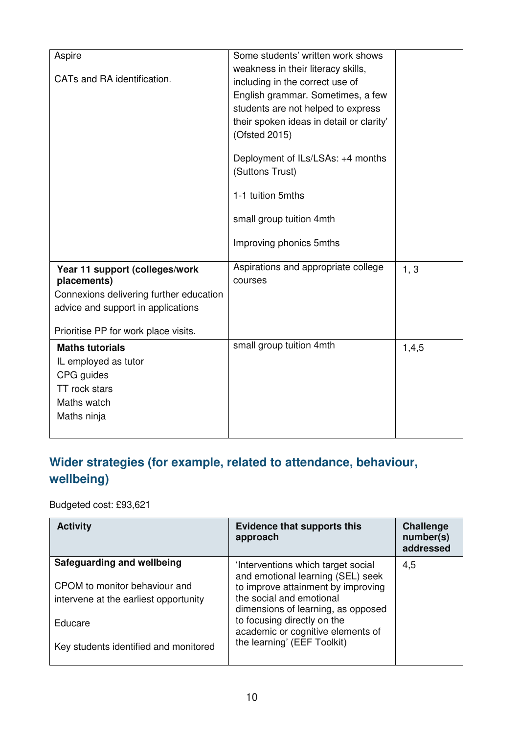| | | |
|---|---|---|
| Aspire<br><br>CATs and RA identification. | Some students' written work shows weakness in their literacy skills, including in the correct use of English grammar. Sometimes, a few students are not helped to express their spoken ideas in detail or clarity' (Ofsted 2015)<br><br>Deployment of ILs/LSAs: +4 months (Suttons Trust)<br><br>1-1 tuition 5mths<br><br>small group tuition 4mth<br><br>Improving phonics 5mths | |
| **Year 11 support (colleges/work placements)**<br>Connexions delivering further education advice and support in applications<br><br>Prioritise PP for work place visits. | Aspirations and appropriate college courses | 1, 3 |
| **Maths tutorials**<br>IL employed as tutor<br>CPG guides<br>TT rock stars<br>Maths watch<br>Maths ninja | small group tuition 4mth | 1,4,5 |

## Wider strategies (for example, related to attendance, behaviour, wellbeing)

Budgeted cost: £93,621

| Activity | Evidence that supports this approach | Challenge number(s) addressed |
|---|---|---|
| **Safeguarding and wellbeing**<br><br>CPOM to monitor behaviour and intervene at the earliest opportunity<br><br>Educare<br><br>Key students identified and monitored | 'Interventions which target social and emotional learning (SEL) seek to improve attainment by improving the social and emotional dimensions of learning, as opposed to focusing directly on the academic or cognitive elements of the learning' (EEF Toolkit) | 4,5 |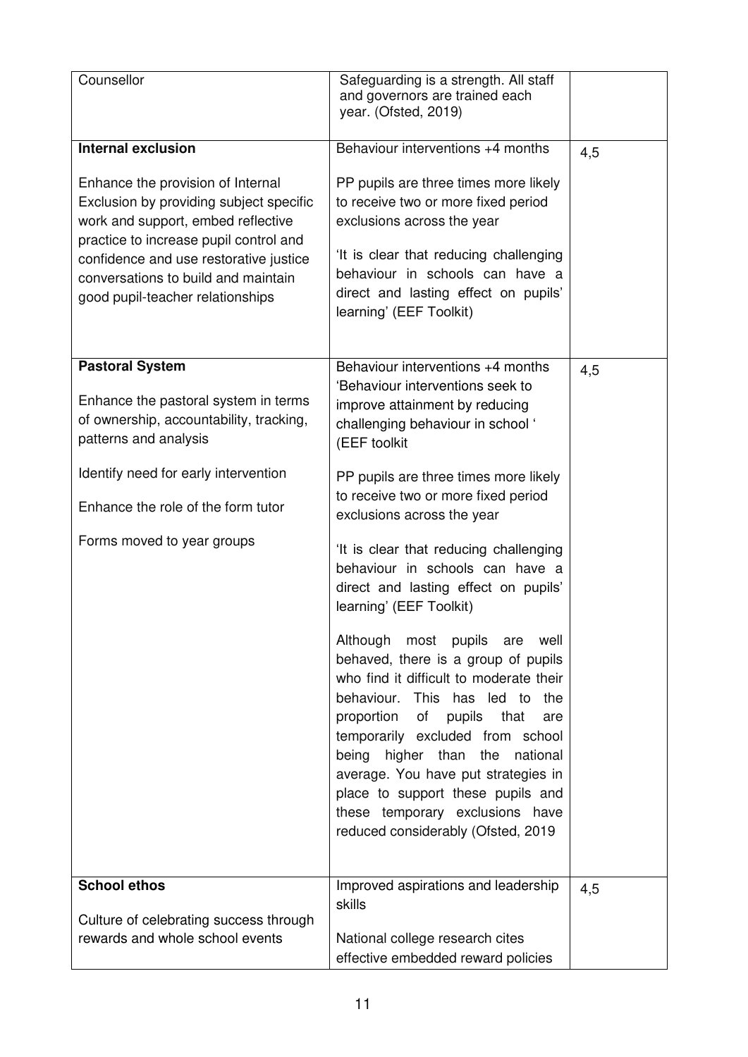| | | |
|---|---|---|
| Counsellor | Safeguarding is a strength. All staff and governors are trained each year. (Ofsted, 2019) | |
| **Internal exclusion**<br><br>Enhance the provision of Internal Exclusion by providing subject specific work and support, embed reflective practice to increase pupil control and confidence and use restorative justice conversations to build and maintain good pupil-teacher relationships | Behaviour interventions +4 months<br><br>PP pupils are three times more likely to receive two or more fixed period exclusions across the year<br><br>'It is clear that reducing challenging behaviour in schools can have a direct and lasting effect on pupils' learning' (EEF Toolkit) | 4,5 |
| **Pastoral System**<br><br>Enhance the pastoral system in terms of ownership, accountability, tracking, patterns and analysis<br><br>Identify need for early intervention<br><br>Enhance the role of the form tutor<br><br>Forms moved to year groups | Behaviour interventions +4 months 'Behaviour interventions seek to improve attainment by reducing challenging behaviour in school ' (EEF toolkit<br><br>PP pupils are three times more likely to receive two or more fixed period exclusions across the year<br><br>'It is clear that reducing challenging behaviour in schools can have a direct and lasting effect on pupils' learning' (EEF Toolkit)<br><br>Although most pupils are well behaved, there is a group of pupils who find it difficult to moderate their behaviour. This has led to the proportion of pupils that are temporarily excluded from school being higher than the national average. You have put strategies in place to support these pupils and these temporary exclusions have reduced considerably (Ofsted, 2019 | 4,5 |
| **School ethos**<br><br>Culture of celebrating success through rewards and whole school events | Improved aspirations and leadership skills<br><br>National college research cites effective embedded reward policies | 4,5 |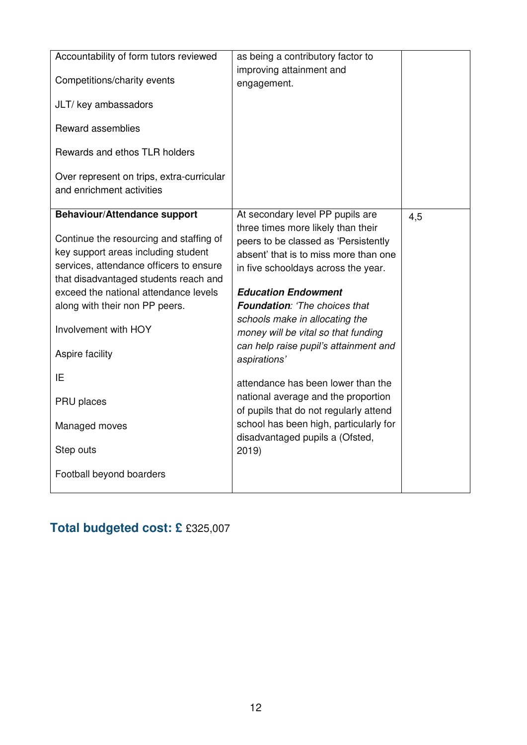| | | |
|---|---|---|
| Accountability of form tutors reviewed<br><br>Competitions/charity events<br><br>JLT/ key ambassadors<br><br>Reward assemblies<br><br>Rewards and ethos TLR holders<br><br>Over represent on trips, extra-curricular and enrichment activities | as being a contributory factor to improving attainment and engagement. | |
| **Behaviour/Attendance support**<br><br>Continue the resourcing and staffing of key support areas including student services, attendance officers to ensure that disadvantaged students reach and exceed the national attendance levels along with their non PP peers.<br><br>Involvement with HOY<br><br>Aspire facility<br><br>IE<br><br>PRU places<br><br>Managed moves<br><br>Step outs<br><br>Football beyond boarders | At secondary level PP pupils are three times more likely than their peers to be classed as 'Persistently absent' that is to miss more than one in five schooldays across the year.<br><br>***Education Endowment Foundation**: 'The choices that schools make in allocating the money will be vital so that funding can help raise pupil's attainment and aspirations'*<br><br>attendance has been lower than the national average and the proportion of pupils that do not regularly attend school has been high, particularly for disadvantaged pupils a (Ofsted, 2019) | 4,5 |

## Total budgeted cost: £ £325,007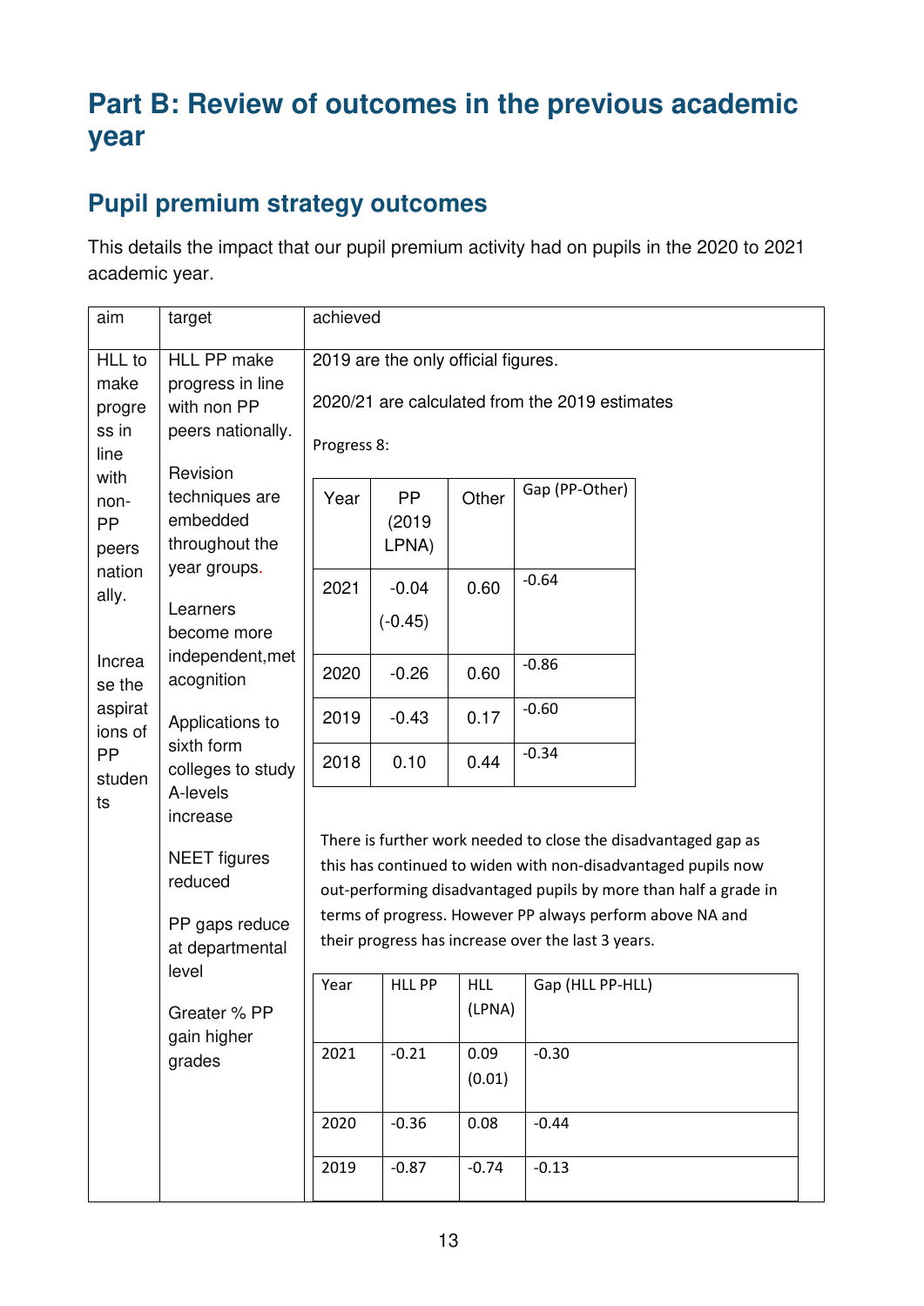# Part B: Review of outcomes in the previous academic year

## Pupil premium strategy outcomes

This details the impact that our pupil premium activity had on pupils in the 2020 to 2021 academic year.

| aim | target | achieved |
|---|---|---|
| HLL to make progress in line with non-PP peers nationally.<br><br>Increase the aspirations of PP students | HLL PP make progress in line with non PP peers nationally.<br><br>Revision techniques are embedded throughout the year groups.<br><br>Learners become more independent,met acognition<br><br>Applications to sixth form colleges to study A-levels increase<br><br>NEET figures reduced<br><br>PP gaps reduce at departmental level<br><br>Greater % PP gain higher grades | 2019 are the only official figures.<br><br>2020/21 are calculated from the 2019 estimates<br><br>Progress 8:<br><br>(see tables below) |

Progress 8:

| Year | PP (2019 LPNA) | Other | Gap (PP-Other) |
|---|---|---|---|
| 2021 | -0.04 (-0.45) | 0.60 | -0.64 |
| 2020 | -0.26 | 0.60 | -0.86 |
| 2019 | -0.43 | 0.17 | -0.60 |
| 2018 | 0.10 | 0.44 | -0.34 |

There is further work needed to close the disadvantaged gap as this has continued to widen with non-disadvantaged pupils now out-performing disadvantaged pupils by more than half a grade in terms of progress. However PP always perform above NA and their progress has increase over the last 3 years.

| Year | HLL PP | HLL (LPNA) | Gap (HLL PP-HLL) |
|---|---|---|---|
| 2021 | -0.21 | 0.09 (0.01) | -0.30 |
| 2020 | -0.36 | 0.08 | -0.44 |
| 2019 | -0.87 | -0.74 | -0.13 |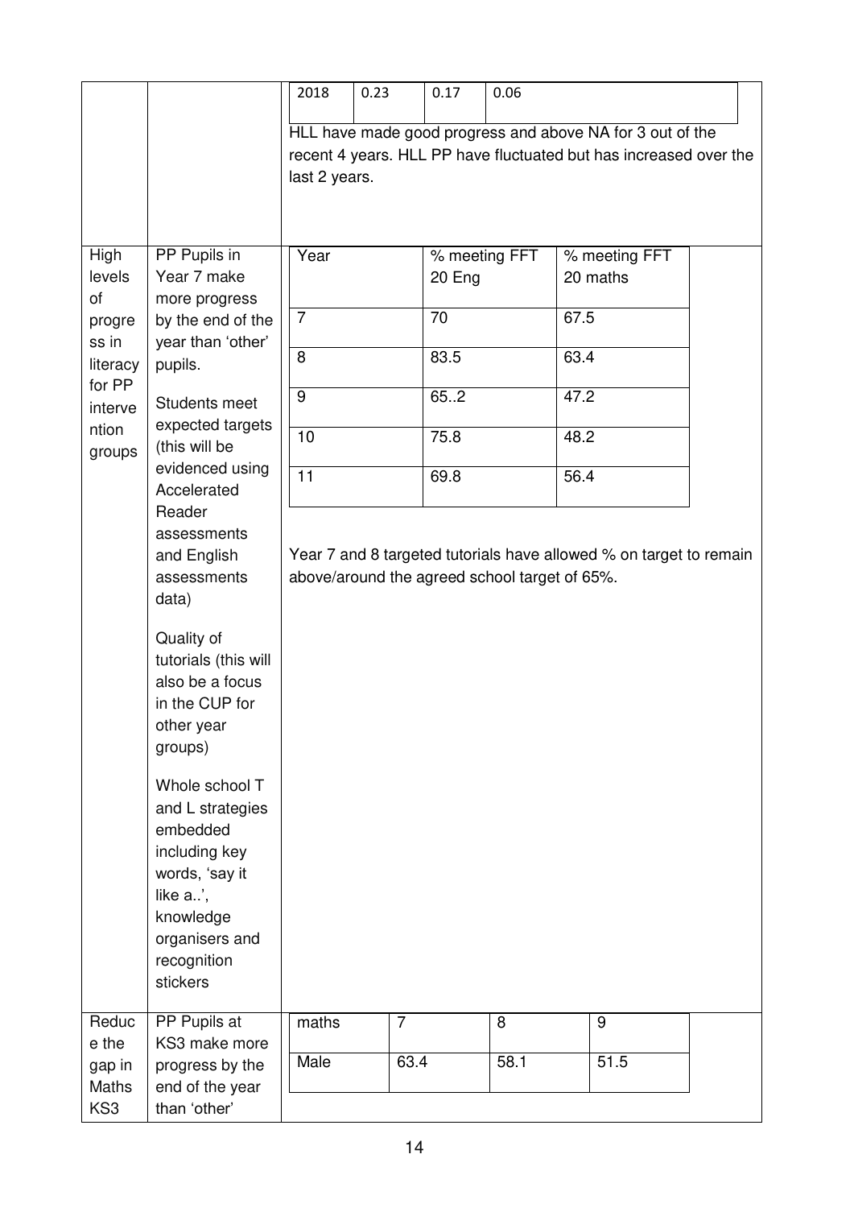| | | |
|---|---|---|
| | | 2018 \| 0.23 \| 0.17 \| 0.06<br><br>HLL have made good progress and above NA for 3 out of the recent 4 years. HLL PP have fluctuated but has increased over the last 2 years. |
| High levels of progress in literacy for PP intervention groups | PP Pupils in Year 7 make more progress by the end of the year than 'other' pupils.<br><br>Students meet expected targets (this will be evidenced using Accelerated Reader assessments and English assessments data)<br><br>Quality of tutorials (this will also be a focus in the CUP for other year groups)<br><br>Whole school T and L strategies embedded including key words, 'say it like a..', knowledge organisers and recognition stickers | Year \| % meeting FFT 20 Eng \| % meeting FFT 20 maths<br>7 \| 70 \| 67.5<br>8 \| 83.5 \| 63.4<br>9 \| 65..2 \| 47.2<br>10 \| 75.8 \| 48.2<br>11 \| 69.8 \| 56.4<br><br>Year 7 and 8 targeted tutorials have allowed % on target to remain above/around the agreed school target of 65%. |
| Reduce the gap in Maths KS3 | PP Pupils at KS3 make more progress by the end of the year than 'other' | maths \| 7 \| 8 \| 9<br>Male \| 63.4 \| 58.1 \| 51.5 |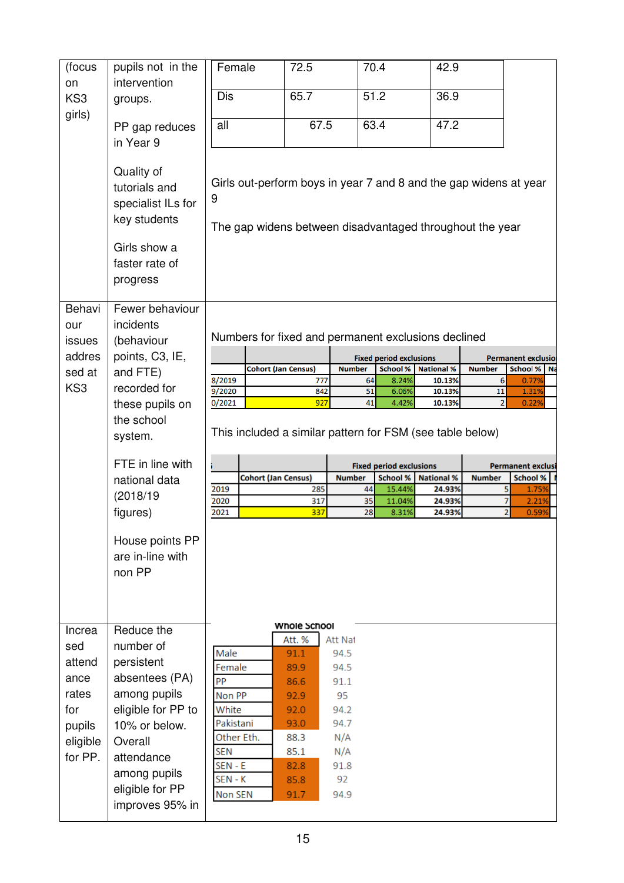| | | |
|---|---|---|
| (focus on KS3 girls) | pupils not in the intervention groups.<br><br>PP gap reduces in Year 9<br><br>Quality of tutorials and specialist ILs for key students<br><br>Girls show a faster rate of progress | Female \| 72.5 \| 70.4 \| 42.9<br>Dis \| 65.7 \| 51.2 \| 36.9<br>all \| 67.5 \| 63.4 \| 47.2<br><br>Girls out-perform boys in year 7 and 8 and the gap widens at year 9<br><br>The gap widens between disadvantaged throughout the year |
| Behaviour issues addressed at KS3 | Fewer behaviour incidents (behaviour points, C3, IE, and FTE) recorded for these pupils on the school system.<br><br>FTE in line with national data (2018/19 figures)<br><br>House points PP are in-line with non PP | Numbers for fixed and permanent exclusions declined |
| Increased attendance rates for pupils eligible for PP. | Reduce the number of persistent absentees (PA) among pupils eligible for PP to 10% or below. Overall attendance among pupils eligible for PP improves 95% in | |

| | | Fixed period exclusions | | | Permanent exclusio | | Na |
|---|---|---|---|---|---|---|---|
| | Cohort (Jan Census) | Number | School % | National % | Number | School % | Na |
| 8/2019 | 777 | 64 | 8.24% | 10.13% | 6 | 0.77% | |
| 9/2020 | 842 | 51 | 6.06% | 10.13% | 11 | 1.31% | |
| 0/2021 | 927 | 41 | 4.42% | 10.13% | 2 | 0.22% | |

This included a similar pattern for FSM (see table below)

| | | Fixed period exclusions | | | Permanent exclusi | | |
|---|---|---|---|---|---|---|---|
| | Cohort (Jan Census) | Number | School % | National % | Number | School % | N |
| 2019 | 285 | 44 | 15.44% | 24.93% | 5 | 1.75% | |
| 2020 | 317 | 35 | 11.04% | 24.93% | 7 | 2.21% | |
| 2021 | 337 | 28 | 8.31% | 24.93% | 2 | 0.59% | |

**Whole School**

| | Att. % | Att Nat |
|---|---|---|
| Male | 91.1 | 94.5 |
| Female | 89.9 | 94.5 |
| PP | 86.6 | 91.1 |
| Non PP | 92.9 | 95 |
| White | 92.0 | 94.2 |
| Pakistani | 93.0 | 94.7 |
| Other Eth. | 88.3 | N/A |
| SEN | 85.1 | N/A |
| SEN - E | 82.8 | 91.8 |
| SEN - K | 85.8 | 92 |
| Non SEN | 91.7 | 94.9 |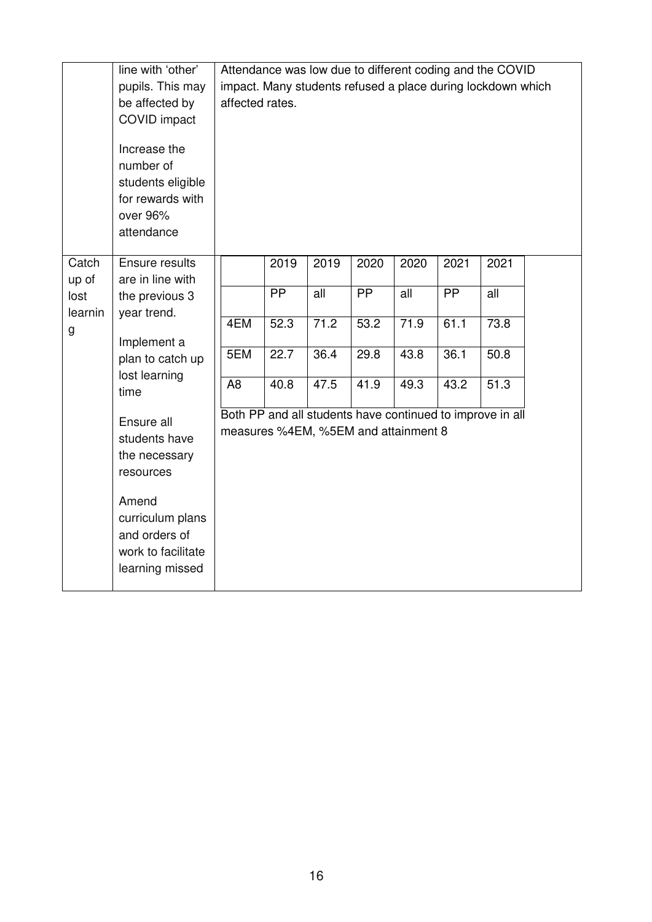| | | |
|---|---|---|
| | line with 'other' pupils. This may be affected by COVID impact<br><br>Increase the number of students eligible for rewards with over 96% attendance | Attendance was low due to different coding and the COVID impact. Many students refused a place during lockdown which affected rates. |
| Catch up of lost learning | Ensure results are in line with the previous 3 year trend.<br><br>Implement a plan to catch up lost learning time<br><br>Ensure all students have the necessary resources<br><br>Amend curriculum plans and orders of work to facilitate learning missed | *(see table below)*<br><br>Both PP and all students have continued to improve in all measures %4EM, %5EM and attainment 8 |

| | 2019 | 2019 | 2020 | 2020 | 2021 | 2021 |
|---|---|---|---|---|---|---|
| | PP | all | PP | all | PP | all |
| 4EM | 52.3 | 71.2 | 53.2 | 71.9 | 61.1 | 73.8 |
| 5EM | 22.7 | 36.4 | 29.8 | 43.8 | 36.1 | 50.8 |
| A8 | 40.8 | 47.5 | 41.9 | 49.3 | 43.2 | 51.3 |